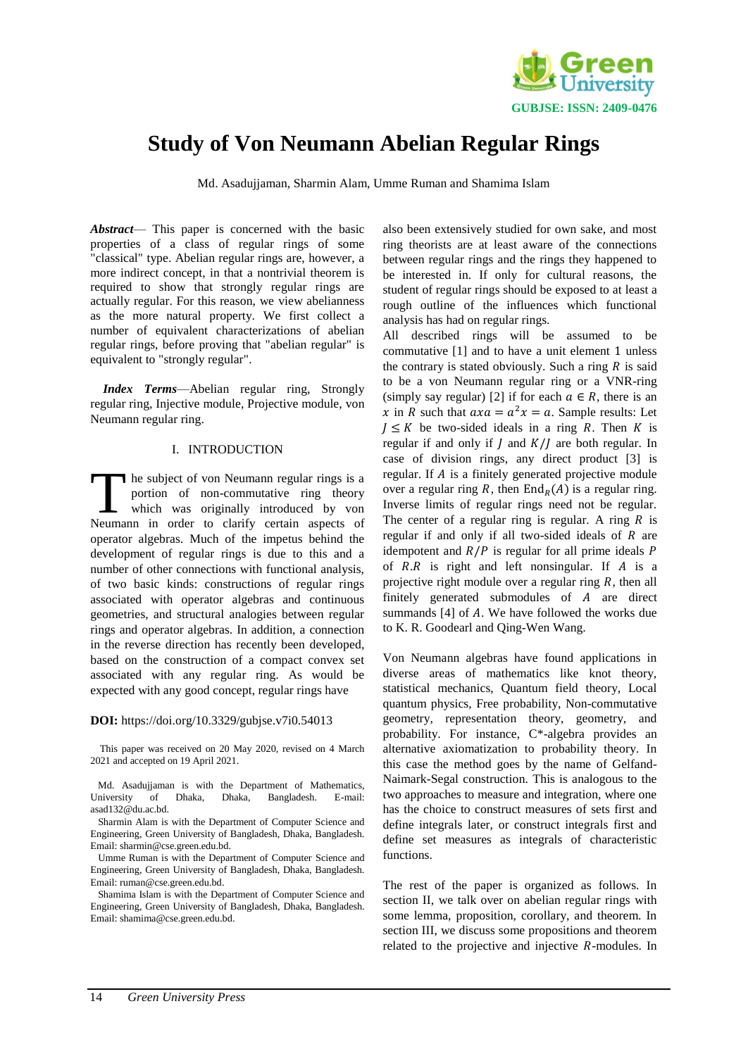# Study of Von Neumann Abelian Regular Rings

Md. Asadujjaman, Sharmin Alam, Umme Ruman and Shamima Islam

***Abstract***— This paper is concerned with the basic properties of a class of regular rings of some "classical" type. Abelian regular rings are, however, a more indirect concept, in that a nontrivial theorem is required to show that strongly regular rings are actually regular. For this reason, we view abelianness as the more natural property. We first collect a number of equivalent characterizations of abelian regular rings, before proving that "abelian regular" is equivalent to "strongly regular".

***Index Terms***—Abelian regular ring, Strongly regular ring, Injective module, Projective module, von Neumann regular ring.

## I. INTRODUCTION

The subject of von Neumann regular rings is a portion of non-commutative ring theory which was originally introduced by von Neumann in order to clarify certain aspects of operator algebras. Much of the impetus behind the development of regular rings is due to this and a number of other connections with functional analysis, of two basic kinds: constructions of regular rings associated with operator algebras and continuous geometries, and structural analogies between regular rings and operator algebras. In addition, a connection in the reverse direction has recently been developed, based on the construction of a compact convex set associated with any regular ring. As would be expected with any good concept, regular rings have also been extensively studied for own sake, and most ring theorists are at least aware of the connections between regular rings and the rings they happened to be interested in. If only for cultural reasons, the student of regular rings should be exposed to at least a rough outline of the influences which functional analysis has had on regular rings.

All described rings will be assumed to be commutative [1] and to have a unit element 1 unless the contrary is stated obviously. Such a ring $R$ is said to be a von Neumann regular ring or a VNR-ring (simply say regular) [2] if for each $a \in R$, there is an $x$ in $R$ such that $axa = a^2x = a$. Sample results: Let $J \leq K$ be two-sided ideals in a ring $R$. Then $K$ is regular if and only if $J$ and $K/J$ are both regular. In case of division rings, any direct product [3] is regular. If $A$ is a finitely generated projective module over a regular ring $R$, then $\text{End}_R(A)$ is a regular ring. Inverse limits of regular rings need not be regular. The center of a regular ring is regular. A ring $R$ is regular if and only if all two-sided ideals of $R$ are idempotent and $R/P$ is regular for all prime ideals $P$ of $R.R$ is right and left nonsingular. If $A$ is a projective right module over a regular ring $R$, then all finitely generated submodules of $A$ are direct summands [4] of $A$. We have followed the works due to K. R. Goodearl and Qing-Wen Wang.

Von Neumann algebras have found applications in diverse areas of mathematics like knot theory, statistical mechanics, Quantum field theory, Local quantum physics, Free probability, Non-commutative geometry, representation theory, geometry, and probability. For instance, C\*-algebra provides an alternative axiomatization to probability theory. In this case the method goes by the name of Gelfand-Naimark-Segal construction. This is analogous to the two approaches to measure and integration, where one has the choice to construct measures of sets first and define integrals later, or construct integrals first and define set measures as integrals of characteristic functions.

The rest of the paper is organized as follows. In section II, we talk over on abelian regular rings with some lemma, proposition, corollary, and theorem. In section III, we discuss some propositions and theorem related to the projective and injective $R$-modules. In

**DOI:** https://doi.org/10.3329/gubjse.v7i0.54013

This paper was received on 20 May 2020, revised on 4 March 2021 and accepted on 19 April 2021.

Md. Asadujjaman is with the Department of Mathematics, University of Dhaka, Dhaka, Bangladesh. E-mail: asad132@du.ac.bd.

Sharmin Alam is with the Department of Computer Science and Engineering, Green University of Bangladesh, Dhaka, Bangladesh. Email: sharmin@cse.green.edu.bd.

Umme Ruman is with the Department of Computer Science and Engineering, Green University of Bangladesh, Dhaka, Bangladesh. Email: ruman@cse.green.edu.bd.

Shamima Islam is with the Department of Computer Science and Engineering, Green University of Bangladesh, Dhaka, Bangladesh. Email: shamima@cse.green.edu.bd.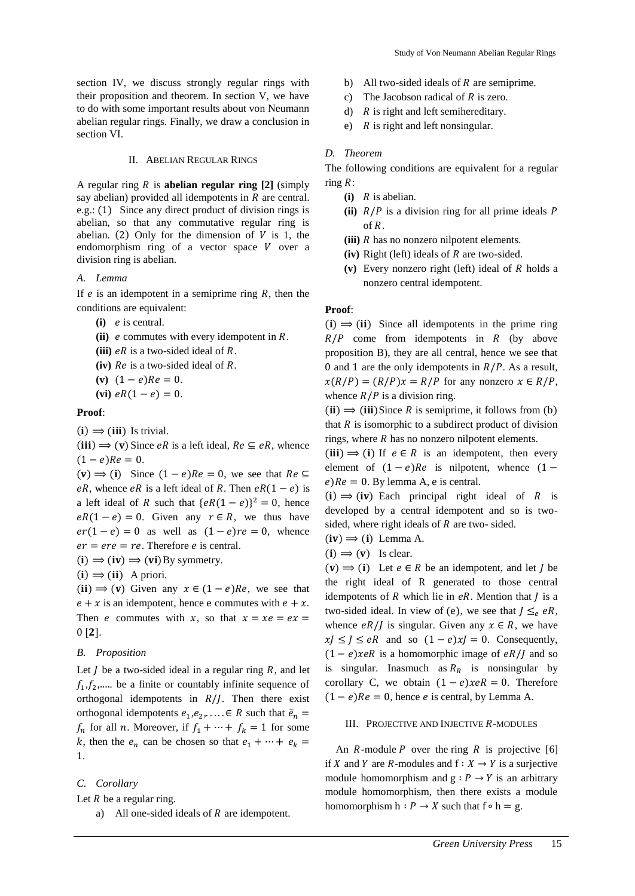section IV, we discuss strongly regular rings with their proposition and theorem. In section V, we have to do with some important results about von Neumann abelian regular rings. Finally, we draw a conclusion in section VI.

## II. Abelian Regular Rings

A regular ring $R$ is **abelian regular ring [2]** (simply say abelian) provided all idempotents in $R$ are central. e.g.: (1) Since any direct product of division rings is abelian, so that any commutative regular ring is abelian. (2) Only for the dimension of $V$ is 1, the endomorphism ring of a vector space $V$ over a division ring is abelian.

### *A. Lemma*

If $e$ is an idempotent in a semiprime ring $R$, then the conditions are equivalent:

- **(i)** $e$ is central.
- **(ii)** $e$ commutes with every idempotent in $R$.
- **(iii)** $eR$ is a two-sided ideal of $R$.
- **(iv)** $Re$ is a two-sided ideal of $R$.
- **(v)** $(1-e)Re = 0$.
- **(vi)** $eR(1-e) = 0$.

**Proof**:

$(\mathbf{i}) \Longrightarrow (\mathbf{iii})$ Is trivial.

$(\mathbf{iii}) \Longrightarrow (\mathbf{v})$ Since $eR$ is a left ideal, $Re \subseteq eR$, whence $(1-e)Re = 0$.

$(\mathbf{v}) \Longrightarrow (\mathbf{i})$ Since $(1-e)Re = 0$, we see that $Re \subseteq eR$, whence $eR$ is a left ideal of $R$. Then $eR(1-e)$ is a left ideal of $R$ such that $\{eR(1-e)\}^2 = 0$, hence $eR(1-e) = 0$. Given any $r \in R$, we thus have $er(1-e) = 0$ as well as $(1-e)re = 0$, whence $er = ere = re$. Therefore $e$ is central.

$(\mathbf{i}) \Longrightarrow (\mathbf{iv}) \Longrightarrow (\mathbf{vi})$ By symmetry.

$(\mathbf{i}) \Longrightarrow (\mathbf{ii})$ A priori.

$(\mathbf{ii}) \Longrightarrow (\mathbf{v})$ Given any $x \in (1-e)Re$, we see that $e + x$ is an idempotent, hence e commutes with $e + x$. Then $e$ commutes with $x$, so that $x = xe = ex = 0$ [**2**].

### *B. Proposition*

Let $J$ be a two-sided ideal in a regular ring $R$, and let $f_1, f_2, \ldots$ be a finite or countably infinite sequence of orthogonal idempotents in $R/J$. Then there exist orthogonal idempotents $e_1, e_2, \ldots \in R$ such that $\bar{e}_n = f_n$ for all $n$. Moreover, if $f_1 + \cdots + f_k = 1$ for some $k$, then the $e_n$ can be chosen so that $e_1 + \cdots + e_k = 1$.

### *C. Corollary*

Let $R$ be a regular ring.

a) All one-sided ideals of $R$ are idempotent.
b) All two-sided ideals of $R$ are semiprime.
c) The Jacobson radical of $R$ is zero.
d) $R$ is right and left semihereditary.
e) $R$ is right and left nonsingular.

### *D. Theorem*

The following conditions are equivalent for a regular ring $R$:

- **(i)** $R$ is abelian.
- **(ii)** $R/P$ is a division ring for all prime ideals $P$ of $R$.
- **(iii)** $R$ has no nonzero nilpotent elements.
- **(iv)** Right (left) ideals of $R$ are two-sided.
- **(v)** Every nonzero right (left) ideal of $R$ holds a nonzero central idempotent.

**Proof**:

$(\mathbf{i}) \Longrightarrow (\mathbf{ii})$ Since all idempotents in the prime ring $R/P$ come from idempotents in $R$ (by above proposition B), they are all central, hence we see that 0 and 1 are the only idempotents in $R/P$. As a result, $x(R/P) = (R/P)x = R/P$ for any nonzero $x \in R/P$, whence $R/P$ is a division ring.

$(\mathbf{ii}) \Longrightarrow (\mathbf{iii})$ Since $R$ is semiprime, it follows from (b) that $R$ is isomorphic to a subdirect product of division rings, where $R$ has no nonzero nilpotent elements.

$(\mathbf{iii}) \Longrightarrow (\mathbf{i})$ If $e \in R$ is an idempotent, then every element of $(1-e)Re$ is nilpotent, whence $(1-e)Re = 0$. By lemma A, e is central.

$(\mathbf{i}) \Longrightarrow (\mathbf{iv})$ Each principal right ideal of $R$ is developed by a central idempotent and so is two-sided, where right ideals of $R$ are two- sided.

$(\mathbf{iv}) \Longrightarrow (\mathbf{i})$ Lemma A.

$(\mathbf{i}) \Longrightarrow (\mathbf{v})$ Is clear.

$(\mathbf{v}) \Longrightarrow (\mathbf{i})$ Let $e \in R$ be an idempotent, and let $J$ be the right ideal of R generated to those central idempotents of $R$ which lie in $eR$. Mention that $J$ is a two-sided ideal. In view of (e), we see that $J \leq_e eR$, whence $eR/J$ is singular. Given any $x \in R$, we have $xJ \leq J \leq eR$ and so $(1-e)xJ = 0$. Consequently, $(1-e)xeR$ is a homomorphic image of $eR/J$ and so is singular. Inasmuch as $R_R$ is nonsingular by corollary C, we obtain $(1-e)xeR = 0$. Therefore $(1-e)Re = 0$, hence $e$ is central, by Lemma A.

## III. Projective and Injective $R$-modules

An $R$-module $P$ over the ring $R$ is projective [6] if $X$ and $Y$ are $R$-modules and $\mathrm{f} : X \to Y$ is a surjective module homomorphism and $\mathrm{g} : P \to Y$ is an arbitrary module homomorphism, then there exists a module homomorphism $\mathrm{h} : P \to X$ such that $\mathrm{f} \circ \mathrm{h} = \mathrm{g}$.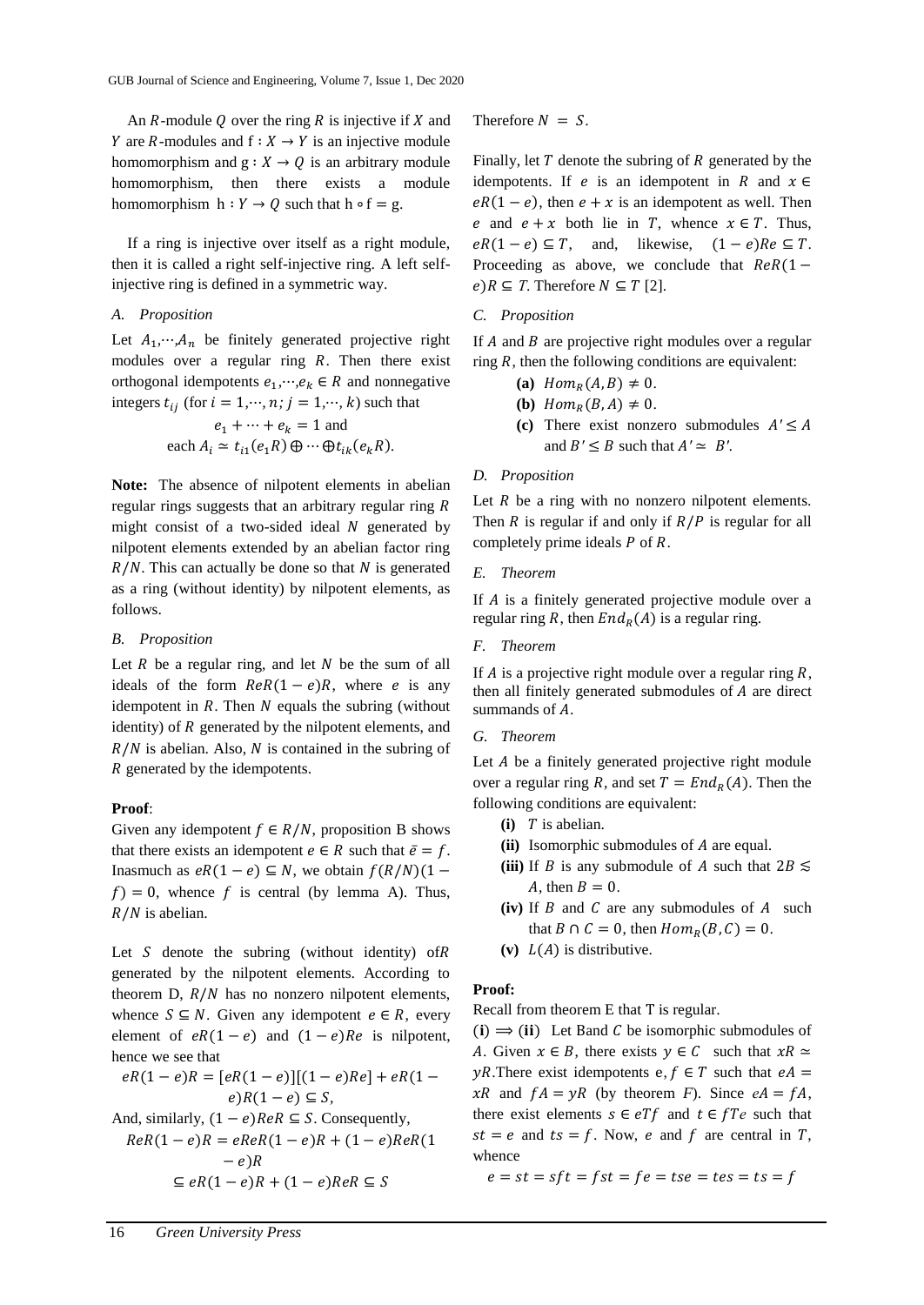An $R$-module $Q$ over the ring $R$ is injective if $X$ and $Y$ are $R$-modules and $f : X \to Y$ is an injective module homomorphism and $g : X \to Q$ is an arbitrary module homomorphism, then there exists a module homomorphism $h : Y \to Q$ such that $h \circ f = g$.

If a ring is injective over itself as a right module, then it is called a right self-injective ring. A left self-injective ring is defined in a symmetric way.

### A. Proposition

Let $A_1,\cdots,A_n$ be finitely generated projective right modules over a regular ring $R$. Then there exist orthogonal idempotents $e_1,\cdots,e_k \in R$ and nonnegative integers $t_{ij}$ (for $i = 1,\cdots,n;\ j = 1,\cdots,k$) such that

$$e_1 + \cdots + e_k = 1 \text{ and}$$
$$\text{each } A_i \simeq t_{i1}(e_1R) \oplus \cdots \oplus t_{ik}(e_kR).$$

**Note:** The absence of nilpotent elements in abelian regular rings suggests that an arbitrary regular ring $R$ might consist of a two-sided ideal $N$ generated by nilpotent elements extended by an abelian factor ring $R/N$. This can actually be done so that $N$ is generated as a ring (without identity) by nilpotent elements, as follows.

### B. Proposition

Let $R$ be a regular ring, and let $N$ be the sum of all ideals of the form $ReR(1-e)R$, where $e$ is any idempotent in $R$. Then $N$ equals the subring (without identity) of $R$ generated by the nilpotent elements, and $R/N$ is abelian. Also, $N$ is contained in the subring of $R$ generated by the idempotents.

**Proof**:

Given any idempotent $f \in R/N$, proposition B shows that there exists an idempotent $e \in R$ such that $\bar{e} = f$. Inasmuch as $eR(1-e) \subseteq N$, we obtain $f(R/N)(1-f) = 0$, whence $f$ is central (by lemma A). Thus, $R/N$ is abelian.

Let $S$ denote the subring (without identity) of $R$ generated by the nilpotent elements. According to theorem D, $R/N$ has no nonzero nilpotent elements, whence $S \subseteq N$. Given any idempotent $e \in R$, every element of $eR(1-e)$ and $(1-e)Re$ is nilpotent, hence we see that

$$eR(1-e)R = [eR(1-e)][(1-e)Re] + eR(1-e)R(1-e) \subseteq S,$$

And, similarly, $(1-e)ReR \subseteq S$. Consequently,

$$ReR(1-e)R = eReR(1-e)R + (1-e)ReR(1-e)R$$
$$\subseteq eR(1-e)R + (1-e)ReR \subseteq S$$

Therefore $N = S$.

Finally, let $T$ denote the subring of $R$ generated by the idempotents. If $e$ is an idempotent in $R$ and $x \in eR(1-e)$, then $e + x$ is an idempotent as well. Then $e$ and $e + x$ both lie in $T$, whence $x \in T$. Thus, $eR(1-e) \subseteq T$, and, likewise, $(1-e)Re \subseteq T$. Proceeding as above, we conclude that $ReR(1-e)R \subseteq T$. Therefore $N \subseteq T$ [2].

### C. Proposition

If $A$ and $B$ are projective right modules over a regular ring $R$, then the following conditions are equivalent:

- **(a)** $Hom_R(A, B) \neq 0$.
- **(b)** $Hom_R(B, A) \neq 0$.
- **(c)** There exist nonzero submodules $A' \leq A$ and $B' \leq B$ such that $A' \simeq B'$.

### D. Proposition

Let $R$ be a ring with no nonzero nilpotent elements. Then $R$ is regular if and only if $R/P$ is regular for all completely prime ideals $P$ of $R$.

### E. Theorem

If $A$ is a finitely generated projective module over a regular ring $R$, then $End_R(A)$ is a regular ring.

### F. Theorem

If $A$ is a projective right module over a regular ring $R$, then all finitely generated submodules of $A$ are direct summands of $A$.

### G. Theorem

Let $A$ be a finitely generated projective right module over a regular ring $R$, and set $T = End_R(A)$. Then the following conditions are equivalent:

- **(i)** $T$ is abelian.
- **(ii)** Isomorphic submodules of $A$ are equal.
- **(iii)** If $B$ is any submodule of $A$ such that $2B \lesssim A$, then $B = 0$.
- **(iv)** If $B$ and $C$ are any submodules of $A$ such that $B \cap C = 0$, then $Hom_R(B, C) = 0$.
- **(v)** $L(A)$ is distributive.

**Proof:**

Recall from theorem E that T is regular.

$(\mathbf{i}) \Longrightarrow (\mathbf{ii})$ Let Band $C$ be isomorphic submodules of $A$. Given $x \in B$, there exists $y \in C$ such that $xR \simeq yR$. There exist idempotents $e, f \in T$ such that $eA = xR$ and $fA = yR$ (by theorem $F$). Since $eA \simeq fA$, there exist elements $s \in eTf$ and $t \in fTe$ such that $st = e$ and $ts = f$. Now, $e$ and $f$ are central in $T$, whence

$$e = st = sft = fst = fe = tse = tes = ts = f$$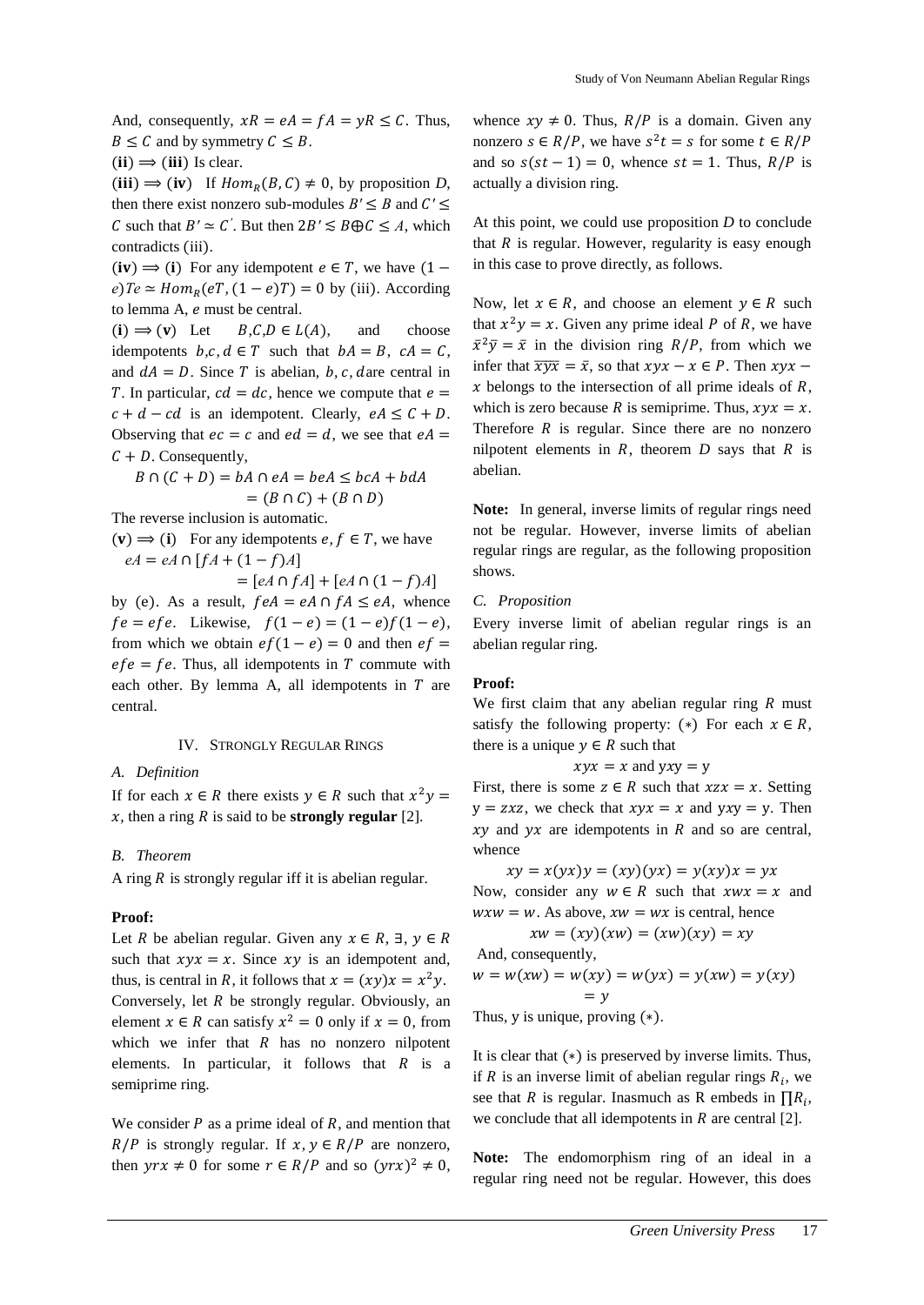And, consequently, $xR = eA = fA = yR \leq C$. Thus, $B \leq C$ and by symmetry $C \leq B$.

**(ii)** $\Longrightarrow$ **(iii)** Is clear.

**(iii)** $\Longrightarrow$ **(iv)** If $Hom_R(B, C) \neq 0$, by proposition $D$, then there exist nonzero sub-modules $B' \leq B$ and $C' \leq C$ such that $B' \simeq C'$. But then $2B' \lesssim B \oplus C \leq A$, which contradicts (iii).

**(iv)** $\Longrightarrow$ **(i)** For any idempotent $e \in T$, we have $(1-e)Te \simeq Hom_R(eT, (1-e)T) = 0$ by (iii). According to lemma A, $e$ must be central.

**(i)** $\Longrightarrow$ **(v)** Let $B, C, D \in L(A)$, and choose idempotents $b, c, d \in T$ such that $bA = B$, $cA = C$, and $dA = D$. Since $T$ is abelian, $b, c, d$ are central in $T$. In particular, $cd = dc$, hence we compute that $e = c + d - cd$ is an idempotent. Clearly, $eA \leq C + D$. Observing that $ec = c$ and $ed = d$, we see that $eA = C + D$. Consequently,

$$B \cap (C + D) = bA \cap eA = beA \leq bcA + bdA$$
$$= (B \cap C) + (B \cap D)$$

The reverse inclusion is automatic.

**(v)** $\Longrightarrow$ **(i)** For any idempotents $e, f \in T$, we have

$$eA = eA \cap [fA + (1-f)A]$$
$$= [eA \cap fA] + [eA \cap (1-f)A]$$

by (e). As a result, $feA = eA \cap fA \leq eA$, whence $fe = efe$. Likewise, $f(1-e) = (1-e)f(1-e)$, from which we obtain $ef(1-e) = 0$ and then $ef = efe = fe$. Thus, all idempotents in $T$ commute with each other. By lemma A, all idempotents in $T$ are central.

## IV. Strongly Regular Rings

### A. Definition

If for each $x \in R$ there exists $y \in R$ such that $x^2 y = x$, then a ring $R$ is said to be **strongly regular** [2].

### B. Theorem

A ring $R$ is strongly regular iff it is abelian regular.

**Proof:**

Let $R$ be abelian regular. Given any $x \in R$, $\exists$, $y \in R$ such that $xyx = x$. Since $xy$ is an idempotent and, thus, is central in $R$, it follows that $x = (xy)x = x^2 y$. Conversely, let $R$ be strongly regular. Obviously, an element $x \in R$ can satisfy $x^2 = 0$ only if $x = 0$, from which we infer that $R$ has no nonzero nilpotent elements. In particular, it follows that $R$ is a semiprime ring.

We consider $P$ as a prime ideal of $R$, and mention that $R/P$ is strongly regular. If $x, y \in R/P$ are nonzero, then $yrx \neq 0$ for some $r \in R/P$ and so $(yrx)^2 \neq 0$, whence $xy \neq 0$. Thus, $R/P$ is a domain. Given any nonzero $s \in R/P$, we have $s^2 t = s$ for some $t \in R/P$ and so $s(st - 1) = 0$, whence $st = 1$. Thus, $R/P$ is actually a division ring.

At this point, we could use proposition $D$ to conclude that $R$ is regular. However, regularity is easy enough in this case to prove directly, as follows.

Now, let $x \in R$, and choose an element $y \in R$ such that $x^2 y = x$. Given any prime ideal $P$ of $R$, we have $\bar{x}^2 \bar{y} = \bar{x}$ in the division ring $R/P$, from which we infer that $\overline{xyx} = \bar{x}$, so that $xyx - x \in P$. Then $xyx - x$ belongs to the intersection of all prime ideals of $R$, which is zero because $R$ is semiprime. Thus, $xyx = x$. Therefore $R$ is regular. Since there are no nonzero nilpotent elements in $R$, theorem $D$ says that $R$ is abelian.

**Note:** In general, inverse limits of regular rings need not be regular. However, inverse limits of abelian regular rings are regular, as the following proposition shows.

### C. Proposition

Every inverse limit of abelian regular rings is an abelian regular ring.

**Proof:**

We first claim that any abelian regular ring $R$ must satisfy the following property: $(*)$ For each $x \in R$, there is a unique $y \in R$ such that

$$xyx = x \text{ and } yxy = y$$

First, there is some $z \in R$ such that $xzx = x$. Setting $y = zxz$, we check that $xyx = x$ and $yxy = y$. Then $xy$ and $yx$ are idempotents in $R$ and so are central, whence

$$xy = x(yx)y = (xy)(yx) = y(xy)x = yx$$

Now, consider any $w \in R$ such that $xwx = x$ and $wxw = w$. As above, $xw = wx$ is central, hence

$$xw = (xy)(xw) = (xw)(xy) = xy$$

And, consequently,

$$w = w(xw) = w(xy) = w(yx) = y(xw) = y(xy)$$
$$= y$$

Thus, y is unique, proving $(*)$.

It is clear that $(*)$ is preserved by inverse limits. Thus, if $R$ is an inverse limit of abelian regular rings $R_i$, we see that $R$ is regular. Inasmuch as R embeds in $\prod R_i$, we conclude that all idempotents in $R$ are central [2].

**Note:** The endomorphism ring of an ideal in a regular ring need not be regular. However, this does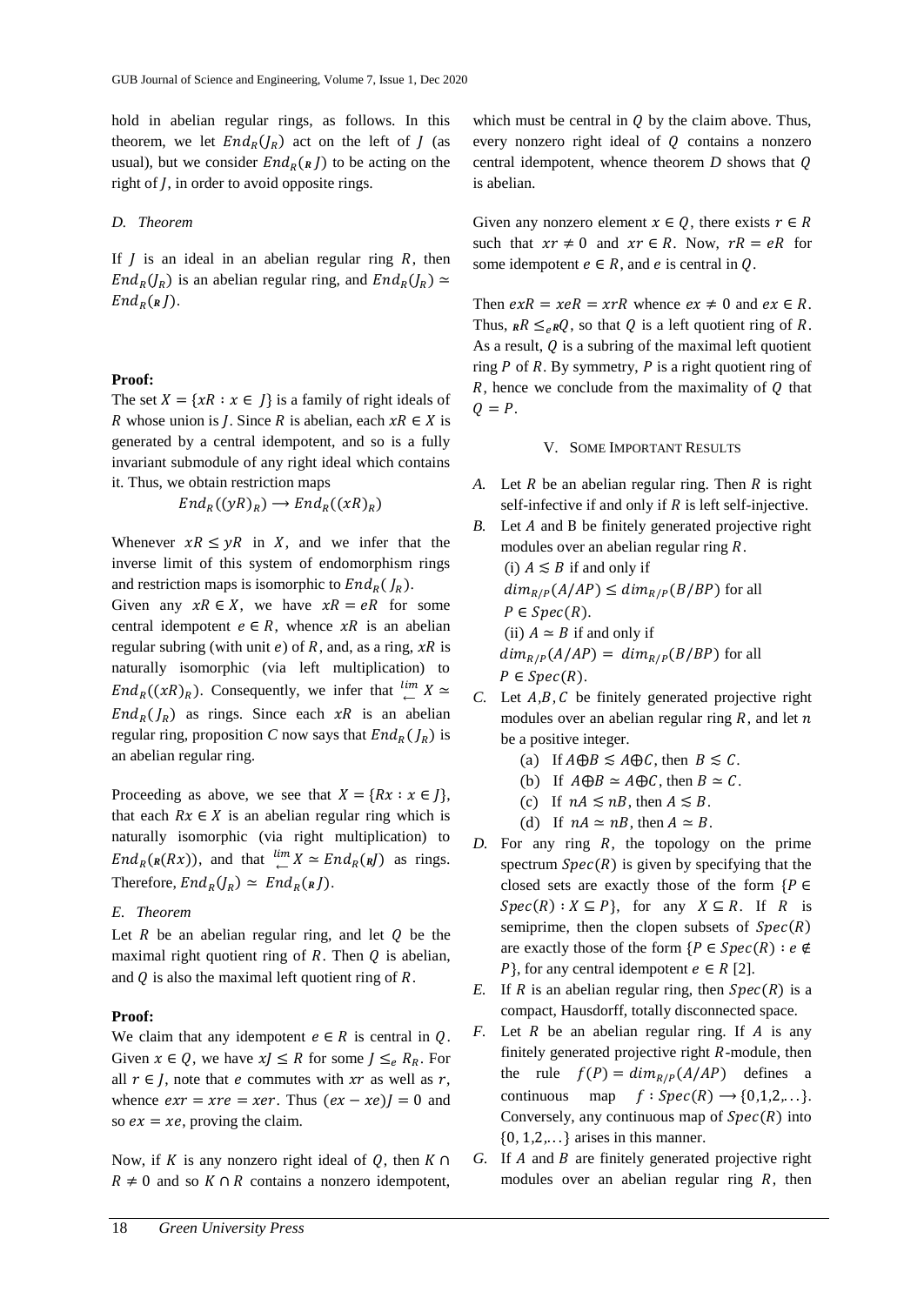hold in abelian regular rings, as follows. In this theorem, we let $End_R(J_R)$ act on the left of $J$ (as usual), but we consider $End_R({}_RJ)$ to be acting on the right of $J$, in order to avoid opposite rings.

### D. Theorem

If $J$ is an ideal in an abelian regular ring $R$, then $End_R(J_R)$ is an abelian regular ring, and $End_R(J_R) \simeq End_R({}_RJ)$.

**Proof:**

The set $X = \{xR : x \in J\}$ is a family of right ideals of $R$ whose union is $J$. Since $R$ is abelian, each $xR \in X$ is generated by a central idempotent, and so is a fully invariant submodule of any right ideal which contains it. Thus, we obtain restriction maps

$$End_R((yR)_R) \longrightarrow End_R((xR)_R)$$

Whenever $xR \leq yR$ in $X$, and we infer that the inverse limit of this system of endomorphism rings and restriction maps is isomorphic to $End_R(J_R)$.

Given any $xR \in X$, we have $xR = eR$ for some central idempotent $e \in R$, whence $xR$ is an abelian regular subring (with unit $e$) of $R$, and, as a ring, $xR$ is naturally isomorphic (via left multiplication) to $End_R((xR)_R)$. Consequently, we infer that $\overset{lim}{\leftarrow} X \simeq End_R(J_R)$ as rings. Since each $xR$ is an abelian regular ring, proposition $C$ now says that $End_R(J_R)$ is an abelian regular ring.

Proceeding as above, we see that $X = \{Rx : x \in J\}$, that each $Rx \in X$ is an abelian regular ring which is naturally isomorphic (via right multiplication) to $End_R({}_R(Rx))$, and that $\overset{lim}{\leftarrow} X \simeq End_R({}_RJ)$ as rings. Therefore, $End_R(J_R) \simeq End_R({}_RJ)$.

### E. Theorem

Let $R$ be an abelian regular ring, and let $Q$ be the maximal right quotient ring of $R$. Then $Q$ is abelian, and $Q$ is also the maximal left quotient ring of $R$.

**Proof:**

We claim that any idempotent $e \in R$ is central in $Q$. Given $x \in Q$, we have $xJ \leq R$ for some $J \leq_e R_R$. For all $r \in J$, note that $e$ commutes with $xr$ as well as $r$, whence $exr = xre = xer$. Thus $(ex - xe)J = 0$ and so $ex = xe$, proving the claim.

Now, if $K$ is any nonzero right ideal of $Q$, then $K \cap R \neq 0$ and so $K \cap R$ contains a nonzero idempotent, which must be central in $Q$ by the claim above. Thus, every nonzero right ideal of $Q$ contains a nonzero central idempotent, whence theorem $D$ shows that $Q$ is abelian.

Given any nonzero element $x \in Q$, there exists $r \in R$ such that $xr \neq 0$ and $xr \in R$. Now, $rR = eR$ for some idempotent $e \in R$, and $e$ is central in $Q$.

Then $exR = xeR = xrR$ whence $ex \neq 0$ and $ex \in R$. Thus, ${}_RR \leq_e {}_RQ$, so that $Q$ is a left quotient ring of $R$. As a result, $Q$ is a subring of the maximal left quotient ring $P$ of $R$. By symmetry, $P$ is a right quotient ring of $R$, hence we conclude from the maximality of $Q$ that $Q = P$.

## V. Some Important Results

A. Let $R$ be an abelian regular ring. Then $R$ is right self-infective if and only if $R$ is left self-injective.

B. Let $A$ and B be finitely generated projective right modules over an abelian regular ring $R$.
   (i) $A \lesssim B$ if and only if $dim_{R/P}(A/AP) \leq dim_{R/P}(B/BP)$ for all $P \in Spec(R)$.
   (ii) $A \simeq B$ if and only if $dim_{R/P}(A/AP) = dim_{R/P}(B/BP)$ for all $P \in Spec(R)$.

C. Let $A$,$B$, $C$ be finitely generated projective right modules over an abelian regular ring $R$, and let $n$ be a positive integer.
   (a) If $A \oplus B \lesssim A \oplus C$, then $B \lesssim C$.
   (b) If $A \oplus B \simeq A \oplus C$, then $B \simeq C$.
   (c) If $nA \lesssim nB$, then $A \lesssim B$.
   (d) If $nA \simeq nB$, then $A \simeq B$.

D. For any ring $R$, the topology on the prime spectrum $Spec(R)$ is given by specifying that the closed sets are exactly those of the form $\{P \in Spec(R) : X \subseteq P\}$, for any $X \subseteq R$. If $R$ is semiprime, then the clopen subsets of $Spec(R)$ are exactly those of the form $\{P \in Spec(R) : e \notin P\}$, for any central idempotent $e \in R$ [2].

E. If $R$ is an abelian regular ring, then $Spec(R)$ is a compact, Hausdorff, totally disconnected space.

F. Let $R$ be an abelian regular ring. If $A$ is any finitely generated projective right $R$-module, then the rule $f(P) = dim_{R/P}(A/AP)$ defines a continuous map $f : Spec(R) \longrightarrow \{0,1,2,\ldots\}$. Conversely, any continuous map of $Spec(R)$ into $\{0, 1,2,\ldots\}$ arises in this manner.

G. If $A$ and $B$ are finitely generated projective right modules over an abelian regular ring $R$, then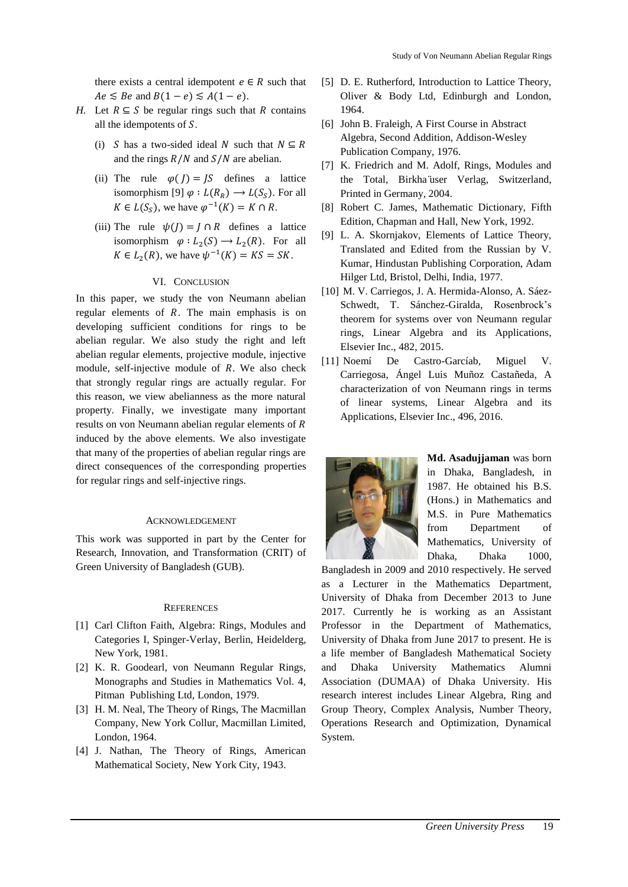there exists a central idempotent $e \in R$ such that $Ae \lesssim Be$ and $B(1-e) \lesssim A(1-e)$.

*H.* Let $R \subseteq S$ be regular rings such that $R$ contains all the idempotents of $S$.

(i) $S$ has a two-sided ideal $N$ such that $N \subseteq R$ and the rings $R/N$ and $S/N$ are abelian.

(ii) The rule $\varphi(J) = JS$ defines a lattice isomorphism [9] $\varphi : L(R_R) \longrightarrow L(S_S)$. For all $K \in L(S_S)$, we have $\varphi^{-1}(K) = K \cap R$.

(iii) The rule $\psi(J) = J \cap R$ defines a lattice isomorphism $\varphi : L_2(S) \longrightarrow L_2(R)$. For all $K \in L_2(R)$, we have $\psi^{-1}(K) = KS = SK$.

## VI. Conclusion

In this paper, we study the von Neumann abelian regular elements of $R$. The main emphasis is on developing sufficient conditions for rings to be abelian regular. We also study the right and left abelian regular elements, projective module, injective module, self-injective module of $R$. We also check that strongly regular rings are actually regular. For this reason, we view abelianness as the more natural property. Finally, we investigate many important results on von Neumann abelian regular elements of $R$ induced by the above elements. We also investigate that many of the properties of abelian regular rings are direct consequences of the corresponding properties for regular rings and self-injective rings.

## Acknowledgement

This work was supported in part by the Center for Research, Innovation, and Transformation (CRIT) of Green University of Bangladesh (GUB).

## References

[1] Carl Clifton Faith, Algebra: Rings, Modules and Categories I, Spinger-Verlay, Berlin, Heidelderg, New York, 1981.

[2] K. R. Goodearl, von Neumann Regular Rings, Monographs and Studies in Mathematics Vol. 4, Pitman Publishing Ltd, London, 1979.

[3] H. M. Neal, The Theory of Rings, The Macmillan Company, New York Collur, Macmillan Limited, London, 1964.

[4] J. Nathan, The Theory of Rings, American Mathematical Society, New York City, 1943.

[5] D. E. Rutherford, Introduction to Lattice Theory, Oliver & Body Ltd, Edinburgh and London, 1964.

[6] John B. Fraleigh, A First Course in Abstract Algebra, Second Addition, Addison-Wesley Publication Company, 1976.

[7] K. Friedrich and M. Adolf, Rings, Modules and the Total, Birkhäuser Verlag, Switzerland, Printed in Germany, 2004.

[8] Robert C. James, Mathematic Dictionary, Fifth Edition, Chapman and Hall, New York, 1992.

[9] L. A. Skornjakov, Elements of Lattice Theory, Translated and Edited from the Russian by V. Kumar, Hindustan Publishing Corporation, Adam Hilger Ltd, Bristol, Delhi, India, 1977.

[10] M. V. Carriegos, J. A. Hermida-Alonso, A. Sáez-Schwedt, T. Sánchez-Giralda, Rosenbrock's theorem for systems over von Neumann regular rings, Linear Algebra and its Applications, Elsevier Inc., 482, 2015.

[11] Noemí De Castro-Garcíab, Miguel V. Carriegosa, Ángel Luis Muñoz Castañeda, A characterization of von Neumann rings in terms of linear systems, Linear Algebra and its Applications, Elsevier Inc., 496, 2016.

**Md. Asadujjaman** was born in Dhaka, Bangladesh, in 1987. He obtained his B.S. (Hons.) in Mathematics and M.S. in Pure Mathematics from Department of Mathematics, University of Dhaka, Dhaka 1000, Bangladesh in 2009 and 2010 respectively. He served as a Lecturer in the Mathematics Department, University of Dhaka from December 2013 to June 2017. Currently he is working as an Assistant Professor in the Department of Mathematics, University of Dhaka from June 2017 to present. He is a life member of Bangladesh Mathematical Society and Dhaka University Mathematics Alumni Association (DUMAA) of Dhaka University. His research interest includes Linear Algebra, Ring and Group Theory, Complex Analysis, Number Theory, Operations Research and Optimization, Dynamical System.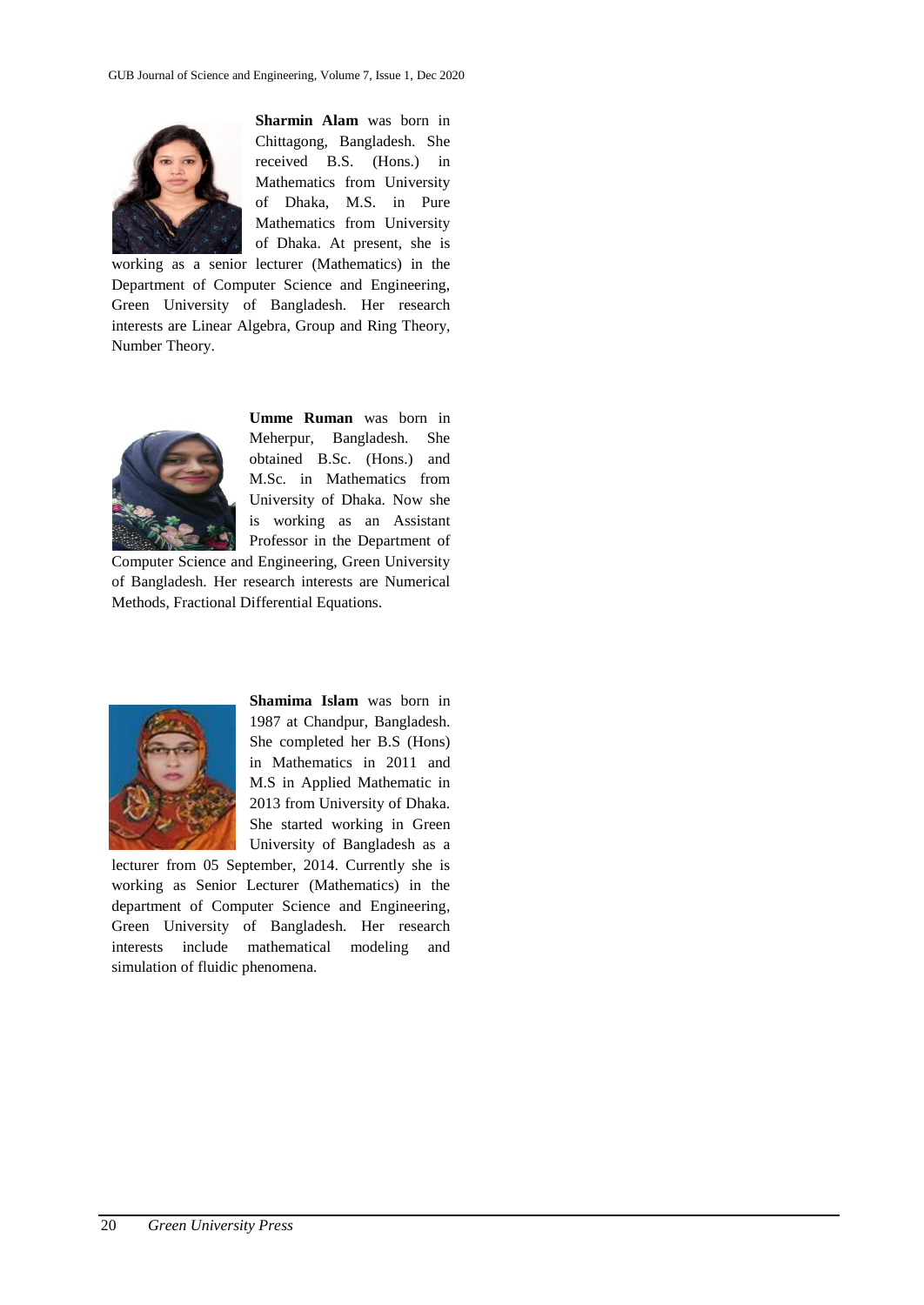**Sharmin Alam** was born in Chittagong, Bangladesh. She received B.S. (Hons.) in Mathematics from University of Dhaka, M.S. in Pure Mathematics from University of Dhaka. At present, she is working as a senior lecturer (Mathematics) in the Department of Computer Science and Engineering, Green University of Bangladesh. Her research interests are Linear Algebra, Group and Ring Theory, Number Theory.

**Umme Ruman** was born in Meherpur, Bangladesh. She obtained B.Sc. (Hons.) and M.Sc. in Mathematics from University of Dhaka. Now she is working as an Assistant Professor in the Department of Computer Science and Engineering, Green University of Bangladesh. Her research interests are Numerical Methods, Fractional Differential Equations.

**Shamima Islam** was born in 1987 at Chandpur, Bangladesh. She completed her B.S (Hons) in Mathematics in 2011 and M.S in Applied Mathematic in 2013 from University of Dhaka. She started working in Green University of Bangladesh as a lecturer from 05 September, 2014. Currently she is working as Senior Lecturer (Mathematics) in the department of Computer Science and Engineering, Green University of Bangladesh. Her research interests include mathematical modeling and simulation of fluidic phenomena.